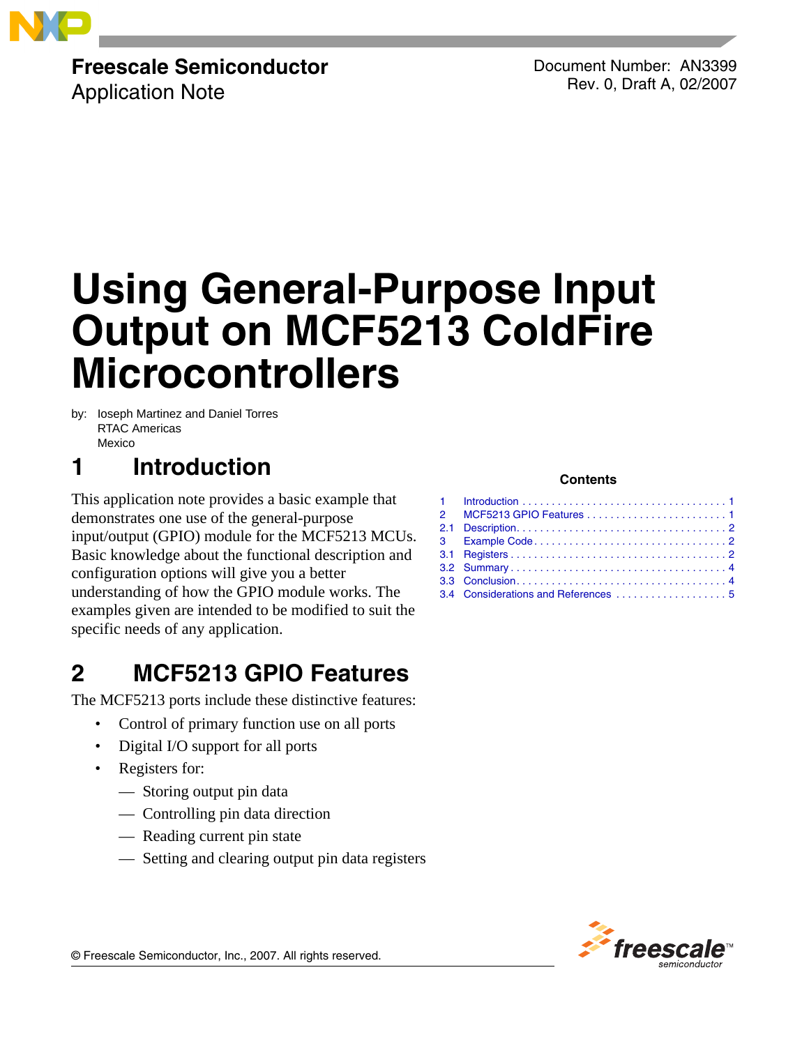**Freescale Semiconductor**
Application Note

Document Number: AN3399
Rev. 0, Draft A, 02/2007

# Using General-Purpose Input Output on MCF5213 ColdFire Microcontrollers

by: Ioseph Martinez and Daniel Torres
RTAC Americas
Mexico

**Contents**

| | | |
|---|---|---|
| 1 | Introduction | 1 |
| 2 | MCF5213 GPIO Features | 1 |
| 2.1 | Description | 2 |
| 3 | Example Code | 2 |
| 3.1 | Registers | 2 |
| 3.2 | Summary | 4 |
| 3.3 | Conclusion | 4 |
| 3.4 | Considerations and References | 5 |

## 1 Introduction

This application note provides a basic example that demonstrates one use of the general-purpose input/output (GPIO) module for the MCF5213 MCUs. Basic knowledge about the functional description and configuration options will give you a better understanding of how the GPIO module works. The examples given are intended to be modified to suit the specific needs of any application.

## 2 MCF5213 GPIO Features

The MCF5213 ports include these distinctive features:

- Control of primary function use on all ports
- Digital I/O support for all ports
- Registers for:
  - Storing output pin data
  - Controlling pin data direction
  - Reading current pin state
  - Setting and clearing output pin data registers

© Freescale Semiconductor, Inc., 2007. All rights reserved.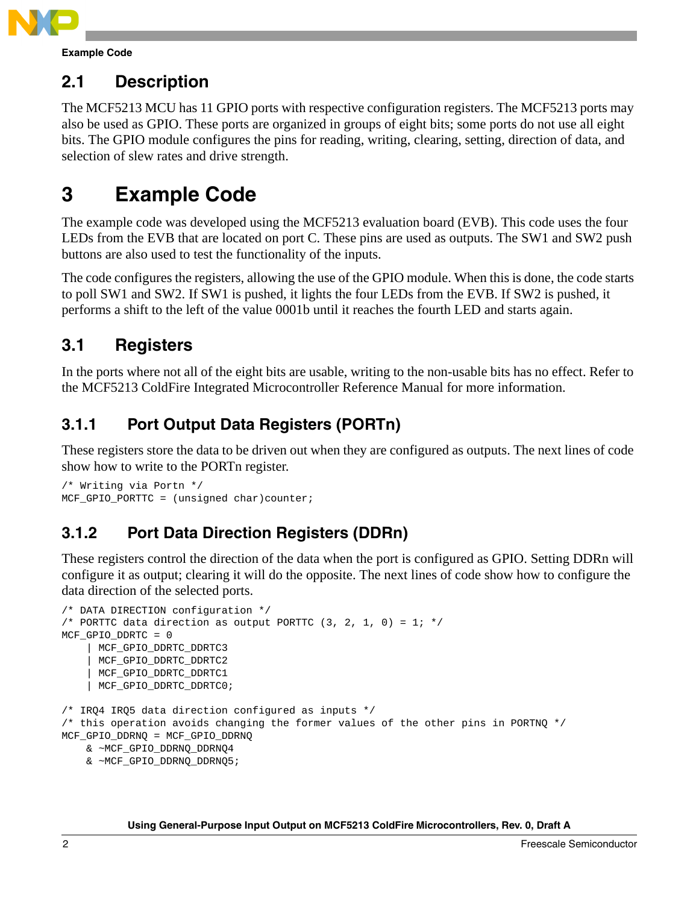## 2.1 Description

The MCF5213 MCU has 11 GPIO ports with respective configuration registers. The MCF5213 ports may also be used as GPIO. These ports are organized in groups of eight bits; some ports do not use all eight bits. The GPIO module configures the pins for reading, writing, clearing, setting, direction of data, and selection of slew rates and drive strength.

# 3 Example Code

The example code was developed using the MCF5213 evaluation board (EVB). This code uses the four LEDs from the EVB that are located on port C. These pins are used as outputs. The SW1 and SW2 push buttons are also used to test the functionality of the inputs.

The code configures the registers, allowing the use of the GPIO module. When this is done, the code starts to poll SW1 and SW2. If SW1 is pushed, it lights the four LEDs from the EVB. If SW2 is pushed, it performs a shift to the left of the value 0001b until it reaches the fourth LED and starts again.

## 3.1 Registers

In the ports where not all of the eight bits are usable, writing to the non-usable bits has no effect. Refer to the MCF5213 ColdFire Integrated Microcontroller Reference Manual for more information.

### 3.1.1 Port Output Data Registers (PORTn)

These registers store the data to be driven out when they are configured as outputs. The next lines of code show how to write to the PORTn register.

```
/* Writing via Portn */
MCF_GPIO_PORTTC = (unsigned char)counter;
```

### 3.1.2 Port Data Direction Registers (DDRn)

These registers control the direction of the data when the port is configured as GPIO. Setting DDRn will configure it as output; clearing it will do the opposite. The next lines of code show how to configure the data direction of the selected ports.

```
/* DATA DIRECTION configuration */
/* PORTTC data direction as output PORTTC (3, 2, 1, 0) = 1; */
MCF_GPIO_DDRTC = 0
    | MCF_GPIO_DDRTC_DDRTC3
    | MCF_GPIO_DDRTC_DDRTC2
    | MCF_GPIO_DDRTC_DDRTC1
    | MCF_GPIO_DDRTC_DDRTC0;

/* IRQ4 IRQ5 data direction configured as inputs */
/* this operation avoids changing the former values of the other pins in PORTNQ */
MCF_GPIO_DDRNQ = MCF_GPIO_DDRNQ
    & ~MCF_GPIO_DDRNQ_DDRNQ4
    & ~MCF_GPIO_DDRNQ_DDRNQ5;
```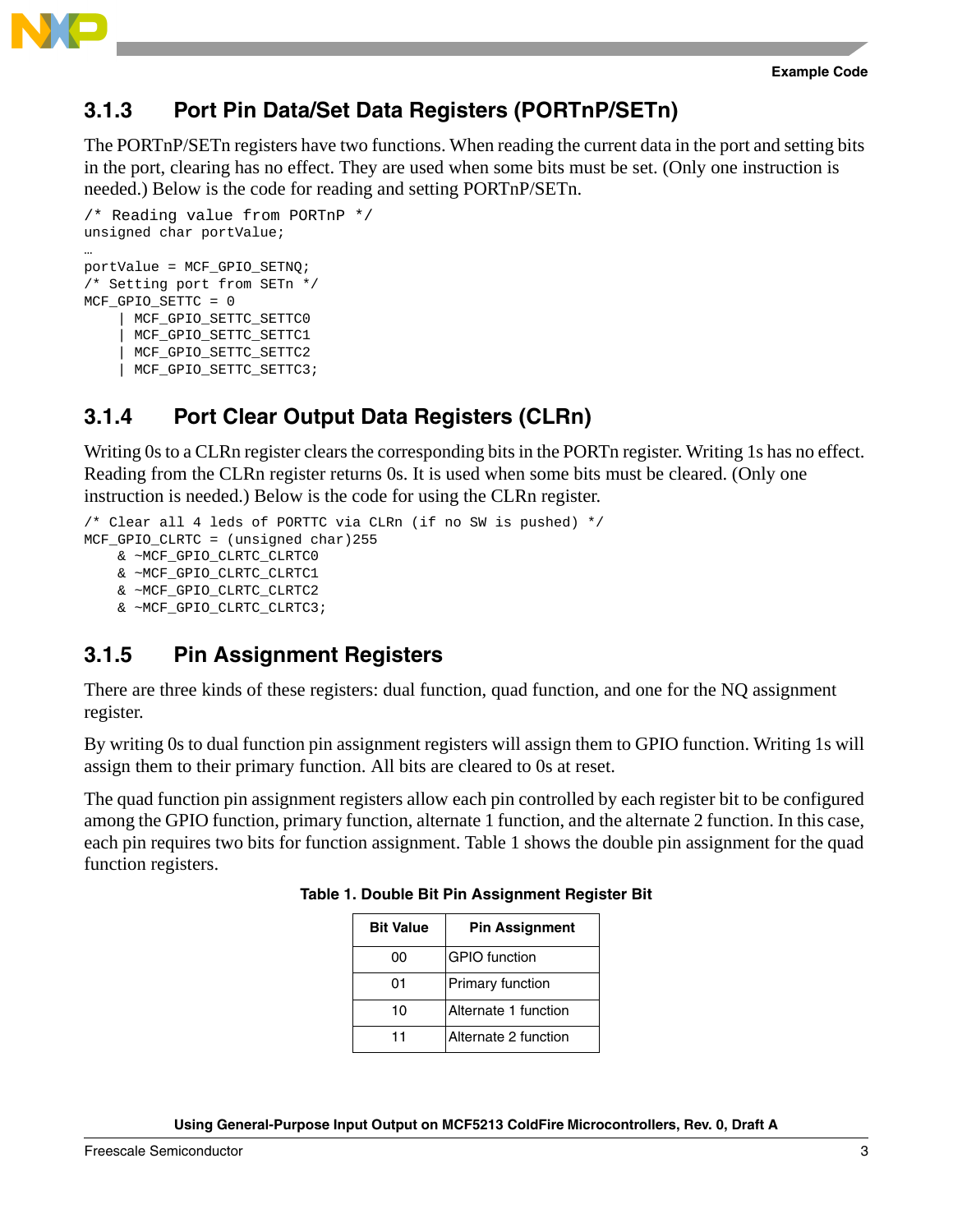### 3.1.3 Port Pin Data/Set Data Registers (PORTnP/SETn)

The PORTnP/SETn registers have two functions. When reading the current data in the port and setting bits in the port, clearing has no effect. They are used when some bits must be set. (Only one instruction is needed.) Below is the code for reading and setting PORTnP/SETn.

```
/* Reading value from PORTnP */
unsigned char portValue;
…
portValue = MCF_GPIO_SETNQ;
/* Setting port from SETn */
MCF_GPIO_SETTC = 0
     | MCF_GPIO_SETTC_SETTC0
     | MCF_GPIO_SETTC_SETTC1
     | MCF_GPIO_SETTC_SETTC2
     | MCF_GPIO_SETTC_SETTC3;
```

### 3.1.4 Port Clear Output Data Registers (CLRn)

Writing 0s to a CLRn register clears the corresponding bits in the PORTn register. Writing 1s has no effect. Reading from the CLRn register returns 0s. It is used when some bits must be cleared. (Only one instruction is needed.) Below is the code for using the CLRn register.

```
/* Clear all 4 leds of PORTTC via CLRn (if no SW is pushed) */
MCF_GPIO_CLRTC = (unsigned char)255
    & ~MCF_GPIO_CLRTC_CLRTC0
    & ~MCF_GPIO_CLRTC_CLRTC1
    & ~MCF_GPIO_CLRTC_CLRTC2
    & ~MCF_GPIO_CLRTC_CLRTC3;
```

### 3.1.5 Pin Assignment Registers

There are three kinds of these registers: dual function, quad function, and one for the NQ assignment register.

By writing 0s to dual function pin assignment registers will assign them to GPIO function. Writing 1s will assign them to their primary function. All bits are cleared to 0s at reset.

The quad function pin assignment registers allow each pin controlled by each register bit to be configured among the GPIO function, primary function, alternate 1 function, and the alternate 2 function. In this case, each pin requires two bits for function assignment. Table 1 shows the double pin assignment for the quad function registers.

**Table 1. Double Bit Pin Assignment Register Bit**

| Bit Value | Pin Assignment |
|---|---|
| 00 | GPIO function |
| 01 | Primary function |
| 10 | Alternate 1 function |
| 11 | Alternate 2 function |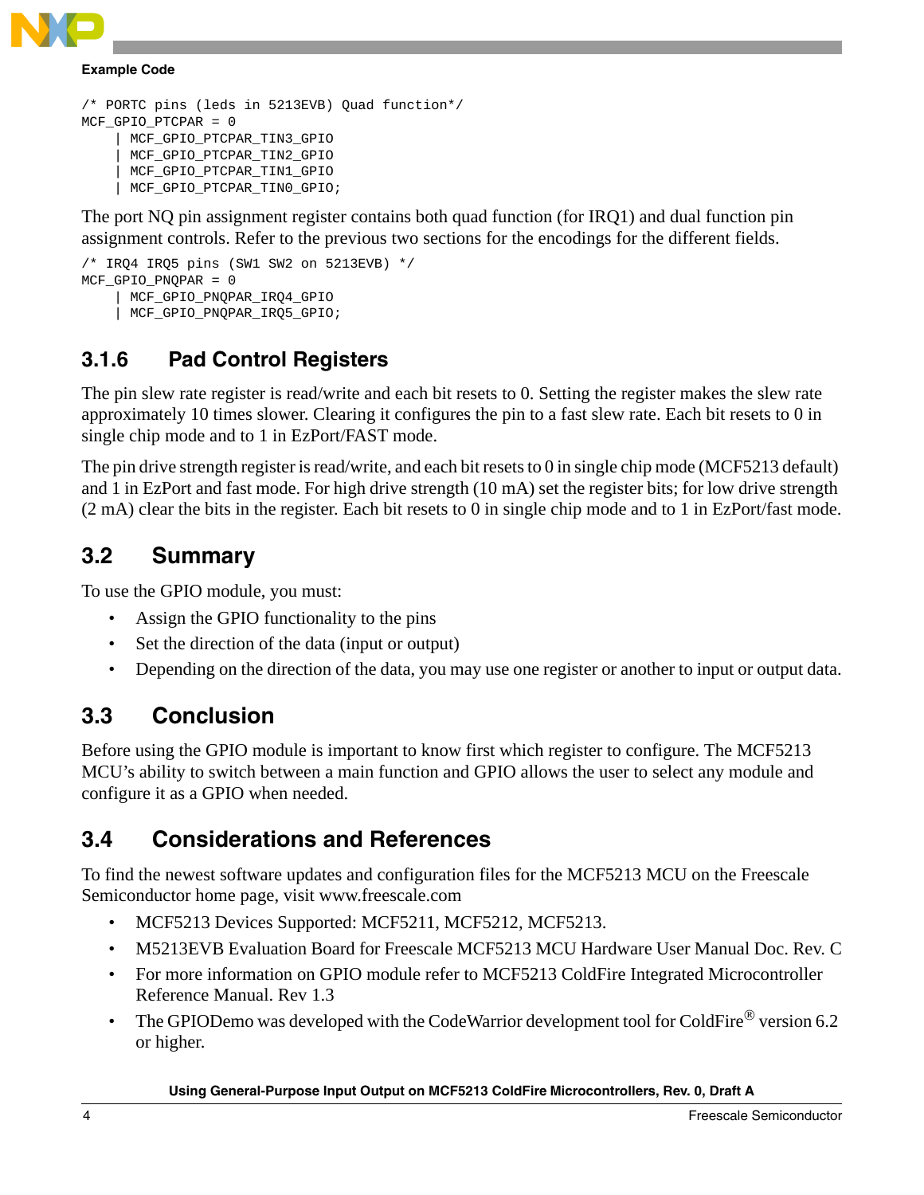**Example Code**

```
/* PORTC pins (leds in 5213EVB) Quad function*/
MCF_GPIO_PTCPAR = 0
    | MCF_GPIO_PTCPAR_TIN3_GPIO
    | MCF_GPIO_PTCPAR_TIN2_GPIO
    | MCF_GPIO_PTCPAR_TIN1_GPIO
    | MCF_GPIO_PTCPAR_TIN0_GPIO;
```

The port NQ pin assignment register contains both quad function (for IRQ1) and dual function pin assignment controls. Refer to the previous two sections for the encodings for the different fields.

```
/* IRQ4 IRQ5 pins (SW1 SW2 on 5213EVB) */
MCF_GPIO_PNQPAR = 0
    | MCF_GPIO_PNQPAR_IRQ4_GPIO
    | MCF_GPIO_PNQPAR_IRQ5_GPIO;
```

### 3.1.6 Pad Control Registers

The pin slew rate register is read/write and each bit resets to 0. Setting the register makes the slew rate approximately 10 times slower. Clearing it configures the pin to a fast slew rate. Each bit resets to 0 in single chip mode and to 1 in EzPort/FAST mode.

The pin drive strength register is read/write, and each bit resets to 0 in single chip mode (MCF5213 default) and 1 in EzPort and fast mode. For high drive strength (10 mA) set the register bits; for low drive strength (2 mA) clear the bits in the register. Each bit resets to 0 in single chip mode and to 1 in EzPort/fast mode.

## 3.2 Summary

To use the GPIO module, you must:

- Assign the GPIO functionality to the pins
- Set the direction of the data (input or output)
- Depending on the direction of the data, you may use one register or another to input or output data.

## 3.3 Conclusion

Before using the GPIO module is important to know first which register to configure. The MCF5213 MCU's ability to switch between a main function and GPIO allows the user to select any module and configure it as a GPIO when needed.

## 3.4 Considerations and References

To find the newest software updates and configuration files for the MCF5213 MCU on the Freescale Semiconductor home page, visit www.freescale.com

- MCF5213 Devices Supported: MCF5211, MCF5212, MCF5213.
- M5213EVB Evaluation Board for Freescale MCF5213 MCU Hardware User Manual Doc. Rev. C
- For more information on GPIO module refer to MCF5213 ColdFire Integrated Microcontroller Reference Manual. Rev 1.3
- The GPIODemo was developed with the CodeWarrior development tool for ColdFire® version 6.2 or higher.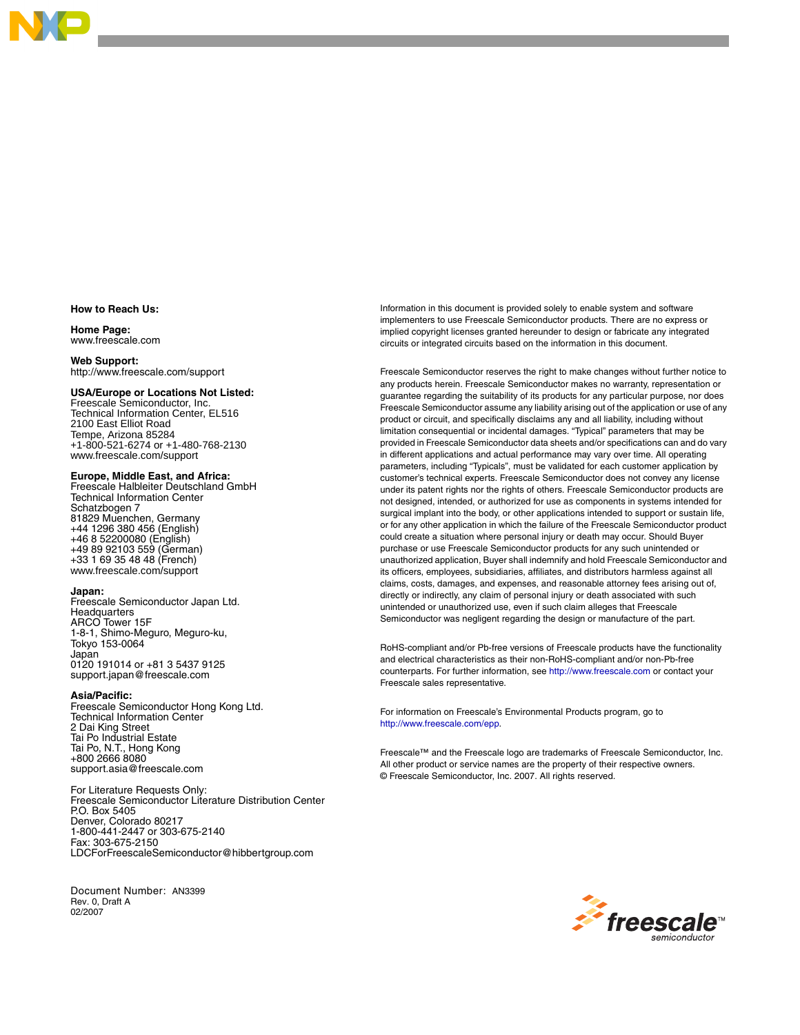**How to Reach Us:**

**Home Page:**
www.freescale.com

**Web Support:**
http://www.freescale.com/support

**USA/Europe or Locations Not Listed:**
Freescale Semiconductor, Inc.
Technical Information Center, EL516
2100 East Elliot Road
Tempe, Arizona 85284
+1-800-521-6274 or +1-480-768-2130
www.freescale.com/support

**Europe, Middle East, and Africa:**
Freescale Halbleiter Deutschland GmbH
Technical Information Center
Schatzbogen 7
81829 Muenchen, Germany
+44 1296 380 456 (English)
+46 8 52200080 (English)
+49 89 92103 559 (German)
+33 1 69 35 48 48 (French)
www.freescale.com/support

**Japan:**
Freescale Semiconductor Japan Ltd.
Headquarters
ARCO Tower 15F
1-8-1, Shimo-Meguro, Meguro-ku,
Tokyo 153-0064
Japan
0120 191014 or +81 3 5437 9125
support.japan@freescale.com

**Asia/Pacific:**
Freescale Semiconductor Hong Kong Ltd.
Technical Information Center
2 Dai King Street
Tai Po Industrial Estate
Tai Po, N.T., Hong Kong
+800 2666 8080
support.asia@freescale.com

For Literature Requests Only:
Freescale Semiconductor Literature Distribution Center
P.O. Box 5405
Denver, Colorado 80217
1-800-441-2447 or 303-675-2140
Fax: 303-675-2150
LDCForFreescaleSemiconductor@hibbertgroup.com

Information in this document is provided solely to enable system and software implementers to use Freescale Semiconductor products. There are no express or implied copyright licenses granted hereunder to design or fabricate any integrated circuits or integrated circuits based on the information in this document.

Freescale Semiconductor reserves the right to make changes without further notice to any products herein. Freescale Semiconductor makes no warranty, representation or guarantee regarding the suitability of its products for any particular purpose, nor does Freescale Semiconductor assume any liability arising out of the application or use of any product or circuit, and specifically disclaims any and all liability, including without limitation consequential or incidental damages. "Typical" parameters that may be provided in Freescale Semiconductor data sheets and/or specifications can and do vary in different applications and actual performance may vary over time. All operating parameters, including "Typicals", must be validated for each customer application by customer's technical experts. Freescale Semiconductor does not convey any license under its patent rights nor the rights of others. Freescale Semiconductor products are not designed, intended, or authorized for use as components in systems intended for surgical implant into the body, or other applications intended to support or sustain life, or for any other application in which the failure of the Freescale Semiconductor product could create a situation where personal injury or death may occur. Should Buyer purchase or use Freescale Semiconductor products for any such unintended or unauthorized application, Buyer shall indemnify and hold Freescale Semiconductor and its officers, employees, subsidiaries, affiliates, and distributors harmless against all claims, costs, damages, and expenses, and reasonable attorney fees arising out of, directly or indirectly, any claim of personal injury or death associated with such unintended or unauthorized use, even if such claim alleges that Freescale Semiconductor was negligent regarding the design or manufacture of the part.

RoHS-compliant and/or Pb-free versions of Freescale products have the functionality and electrical characteristics as their non-RoHS-compliant and/or non-Pb-free counterparts. For further information, see http://www.freescale.com or contact your Freescale sales representative.

For information on Freescale's Environmental Products program, go to http://www.freescale.com/epp.

Freescale™ and the Freescale logo are trademarks of Freescale Semiconductor, Inc. All other product or service names are the property of their respective owners.
© Freescale Semiconductor, Inc. 2007. All rights reserved.

Document Number: AN3399
Rev. 0, Draft A
02/2007